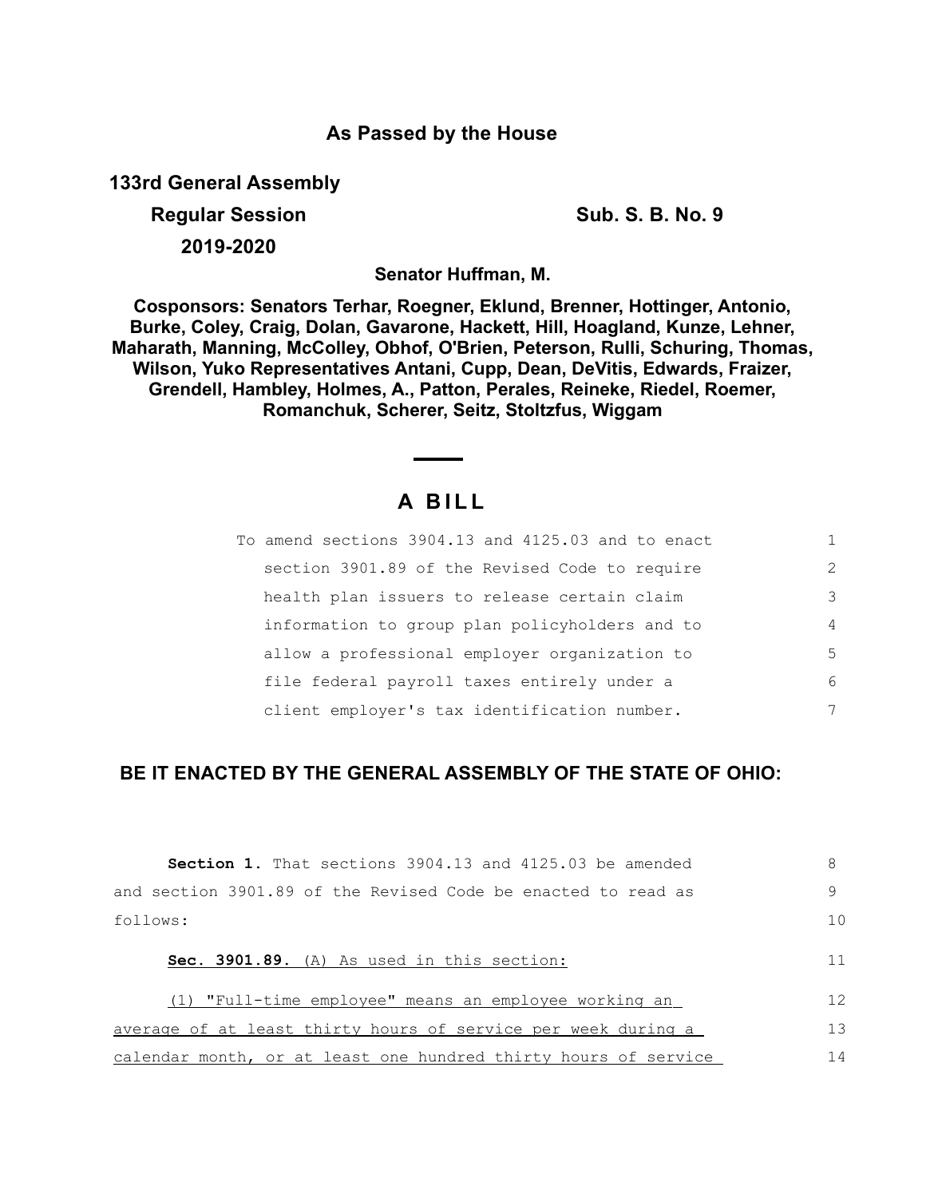## As Passed by the House

**133rd General Assembly**

**Regular Session**

**2019-2020**

**Sub. S. B. No. 9**

**Senator Huffman, M.**

**Cosponsors: Senators Terhar, Roegner, Eklund, Brenner, Hottinger, Antonio, Burke, Coley, Craig, Dolan, Gavarone, Hackett, Hill, Hoagland, Kunze, Lehner, Maharath, Manning, McColley, Obhof, O'Brien, Peterson, Rulli, Schuring, Thomas, Wilson, Yuko Representatives Antani, Cupp, Dean, DeVitis, Edwards, Fraizer, Grendell, Hambley, Holmes, A., Patton, Perales, Reineke, Riedel, Roemer, Romanchuk, Scherer, Seitz, Stoltzfus, Wiggam**

# A BILL

To amend sections 3904.13 and 4125.03 and to enact section 3901.89 of the Revised Code to require health plan issuers to release certain claim information to group plan policyholders and to allow a professional employer organization to file federal payroll taxes entirely under a client employer's tax identification number.

**BE IT ENACTED BY THE GENERAL ASSEMBLY OF THE STATE OF OHIO:**

**Section 1.** That sections 3904.13 and 4125.03 be amended and section 3901.89 of the Revised Code be enacted to read as follows:

**Sec. 3901.89.** (A) As used in this section:

(1) "Full-time employee" means an employee working an average of at least thirty hours of service per week during a calendar month, or at least one hundred thirty hours of service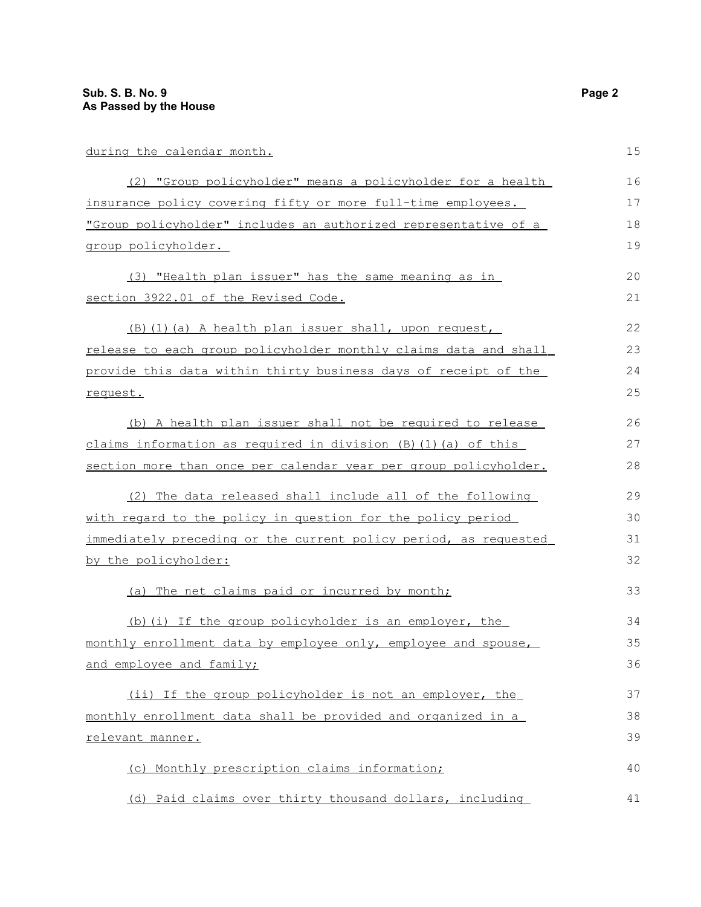during the calendar month.

(2) "Group policyholder" means a policyholder for a health insurance policy covering fifty or more full-time employees. "Group policyholder" includes an authorized representative of a group policyholder.

(3) "Health plan issuer" has the same meaning as in section 3922.01 of the Revised Code.

(B)(1)(a) A health plan issuer shall, upon request, release to each group policyholder monthly claims data and shall provide this data within thirty business days of receipt of the request.

(b) A health plan issuer shall not be required to release claims information as required in division (B)(1)(a) of this section more than once per calendar year per group policyholder.

(2) The data released shall include all of the following with regard to the policy in question for the policy period immediately preceding or the current policy period, as requested by the policyholder:

(a) The net claims paid or incurred by month;

(b)(i) If the group policyholder is an employer, the monthly enrollment data by employee only, employee and spouse, and employee and family;

(ii) If the group policyholder is not an employer, the monthly enrollment data shall be provided and organized in a relevant manner.

(c) Monthly prescription claims information;

(d) Paid claims over thirty thousand dollars, including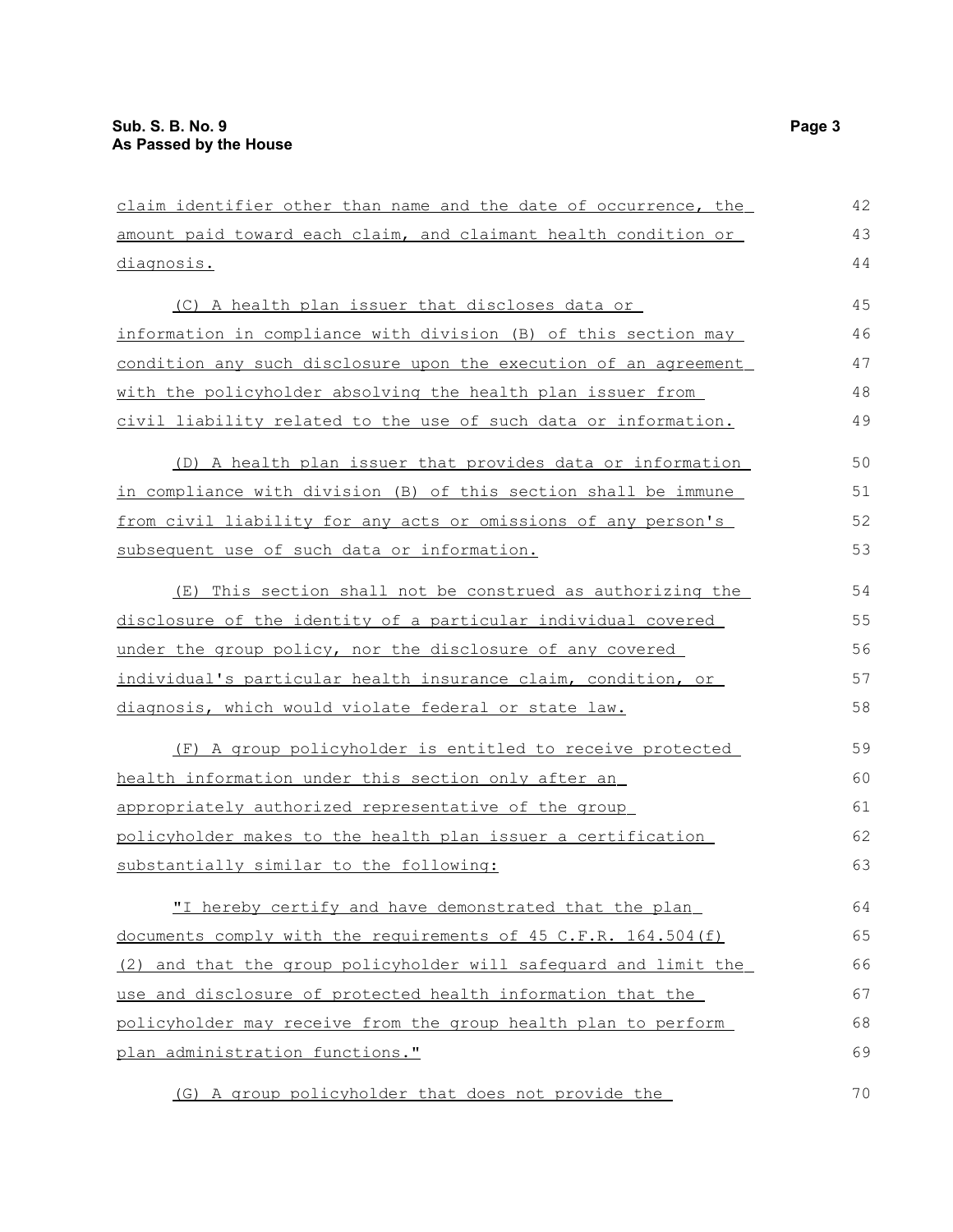claim identifier other than name and the date of occurrence, the amount paid toward each claim, and claimant health condition or diagnosis.

(C) A health plan issuer that discloses data or information in compliance with division (B) of this section may condition any such disclosure upon the execution of an agreement with the policyholder absolving the health plan issuer from civil liability related to the use of such data or information.

(D) A health plan issuer that provides data or information in compliance with division (B) of this section shall be immune from civil liability for any acts or omissions of any person's subsequent use of such data or information.

(E) This section shall not be construed as authorizing the disclosure of the identity of a particular individual covered under the group policy, nor the disclosure of any covered individual's particular health insurance claim, condition, or diagnosis, which would violate federal or state law.

(F) A group policyholder is entitled to receive protected health information under this section only after an appropriately authorized representative of the group policyholder makes to the health plan issuer a certification substantially similar to the following:

"I hereby certify and have demonstrated that the plan documents comply with the requirements of 45 C.F.R. 164.504(f)(2) and that the group policyholder will safeguard and limit the use and disclosure of protected health information that the policyholder may receive from the group health plan to perform plan administration functions."

(G) A group policyholder that does not provide the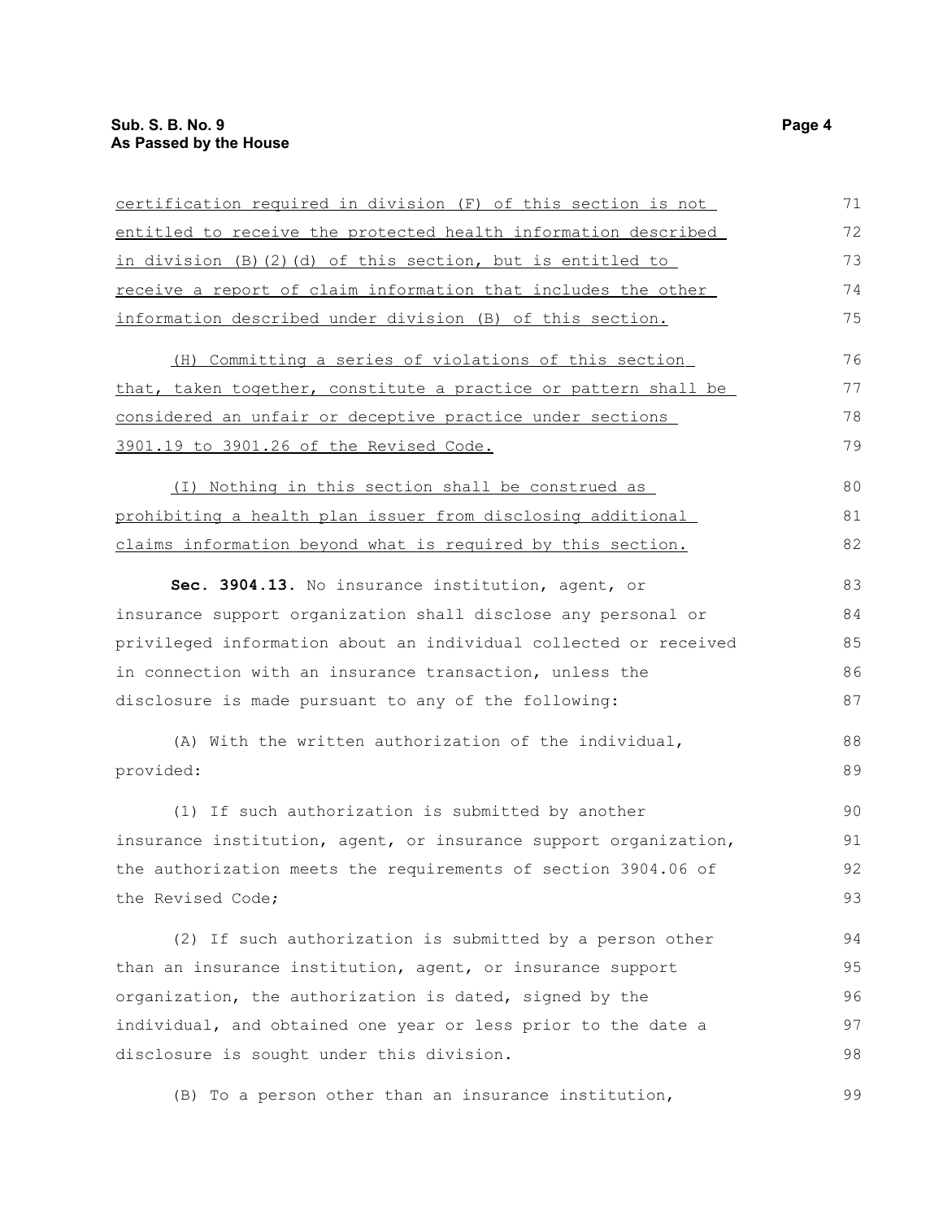certification required in division (F) of this section is not entitled to receive the protected health information described in division (B)(2)(d) of this section, but is entitled to receive a report of claim information that includes the other information described under division (B) of this section.

(H) Committing a series of violations of this section that, taken together, constitute a practice or pattern shall be considered an unfair or deceptive practice under sections 3901.19 to 3901.26 of the Revised Code.

(I) Nothing in this section shall be construed as prohibiting a health plan issuer from disclosing additional claims information beyond what is required by this section.

**Sec. 3904.13.** No insurance institution, agent, or insurance support organization shall disclose any personal or privileged information about an individual collected or received in connection with an insurance transaction, unless the disclosure is made pursuant to any of the following:

(A) With the written authorization of the individual, provided:

(1) If such authorization is submitted by another insurance institution, agent, or insurance support organization, the authorization meets the requirements of section 3904.06 of the Revised Code;

(2) If such authorization is submitted by a person other than an insurance institution, agent, or insurance support organization, the authorization is dated, signed by the individual, and obtained one year or less prior to the date a disclosure is sought under this division.

(B) To a person other than an insurance institution,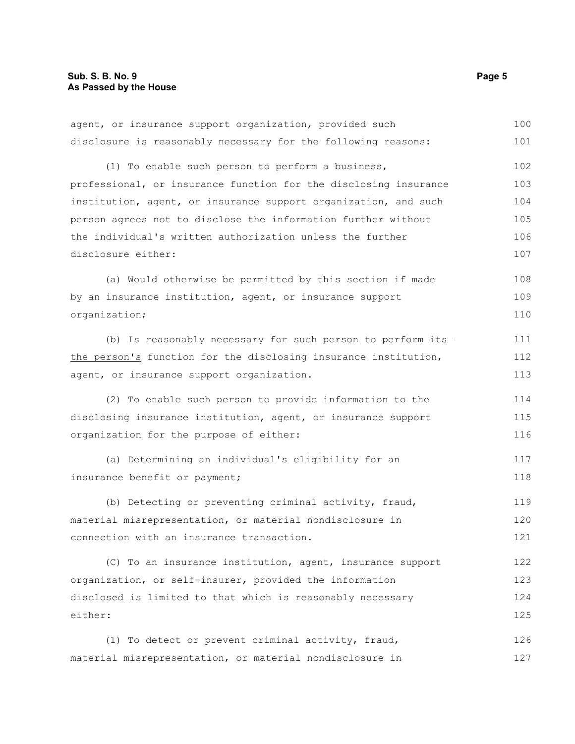agent, or insurance support organization, provided such disclosure is reasonably necessary for the following reasons:

(1) To enable such person to perform a business, professional, or insurance function for the disclosing insurance institution, agent, or insurance support organization, and such person agrees not to disclose the information further without the individual's written authorization unless the further disclosure either:

(a) Would otherwise be permitted by this section if made by an insurance institution, agent, or insurance support organization;

(b) Is reasonably necessary for such person to perform ~~its~~ <u>the person's</u> function for the disclosing insurance institution, agent, or insurance support organization.

(2) To enable such person to provide information to the disclosing insurance institution, agent, or insurance support organization for the purpose of either:

(a) Determining an individual's eligibility for an insurance benefit or payment;

(b) Detecting or preventing criminal activity, fraud, material misrepresentation, or material nondisclosure in connection with an insurance transaction.

(C) To an insurance institution, agent, insurance support organization, or self-insurer, provided the information disclosed is limited to that which is reasonably necessary either:

(1) To detect or prevent criminal activity, fraud, material misrepresentation, or material nondisclosure in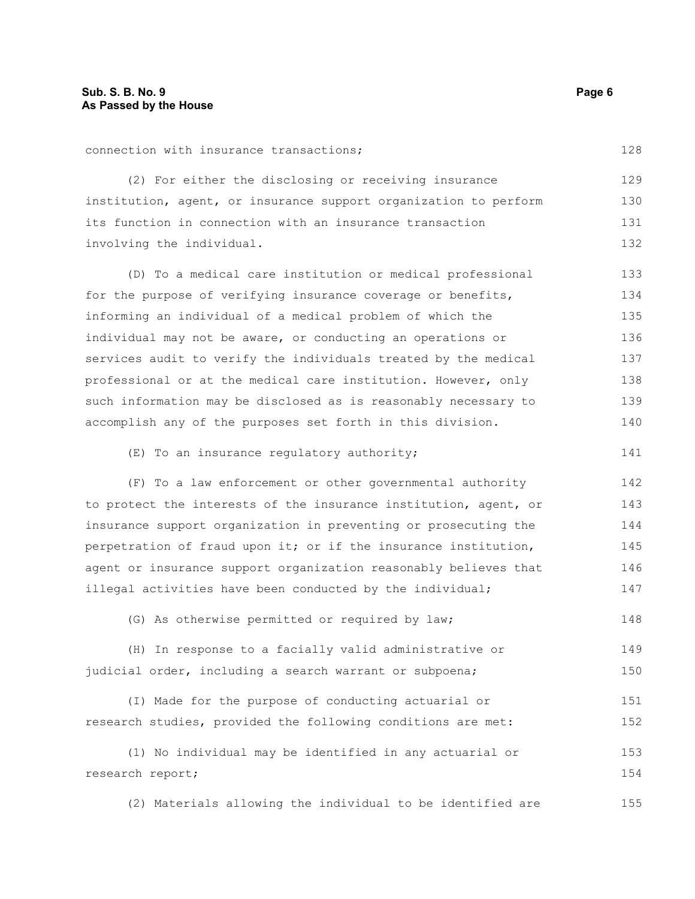connection with insurance transactions;

(2) For either the disclosing or receiving insurance institution, agent, or insurance support organization to perform its function in connection with an insurance transaction involving the individual.

(D) To a medical care institution or medical professional for the purpose of verifying insurance coverage or benefits, informing an individual of a medical problem of which the individual may not be aware, or conducting an operations or services audit to verify the individuals treated by the medical professional or at the medical care institution. However, only such information may be disclosed as is reasonably necessary to accomplish any of the purposes set forth in this division.

(E) To an insurance regulatory authority;

(F) To a law enforcement or other governmental authority to protect the interests of the insurance institution, agent, or insurance support organization in preventing or prosecuting the perpetration of fraud upon it; or if the insurance institution, agent or insurance support organization reasonably believes that illegal activities have been conducted by the individual;

(G) As otherwise permitted or required by law;

(H) In response to a facially valid administrative or judicial order, including a search warrant or subpoena;

(I) Made for the purpose of conducting actuarial or research studies, provided the following conditions are met:

(1) No individual may be identified in any actuarial or research report;

(2) Materials allowing the individual to be identified are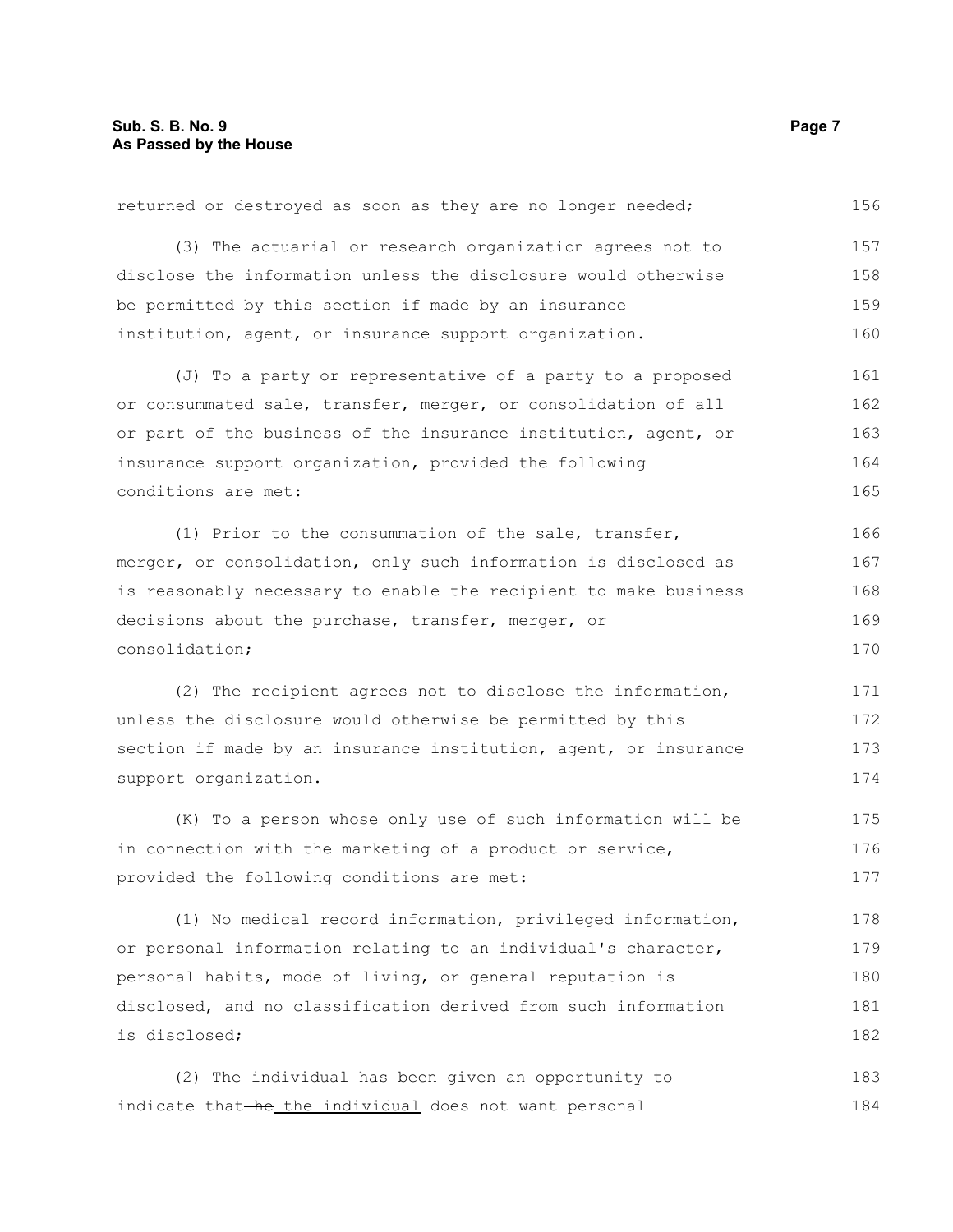returned or destroyed as soon as they are no longer needed;

(3) The actuarial or research organization agrees not to disclose the information unless the disclosure would otherwise be permitted by this section if made by an insurance institution, agent, or insurance support organization.

(J) To a party or representative of a party to a proposed or consummated sale, transfer, merger, or consolidation of all or part of the business of the insurance institution, agent, or insurance support organization, provided the following conditions are met:

(1) Prior to the consummation of the sale, transfer, merger, or consolidation, only such information is disclosed as is reasonably necessary to enable the recipient to make business decisions about the purchase, transfer, merger, or consolidation;

(2) The recipient agrees not to disclose the information, unless the disclosure would otherwise be permitted by this section if made by an insurance institution, agent, or insurance support organization.

(K) To a person whose only use of such information will be in connection with the marketing of a product or service, provided the following conditions are met:

(1) No medical record information, privileged information, or personal information relating to an individual's character, personal habits, mode of living, or general reputation is disclosed, and no classification derived from such information is disclosed;

(2) The individual has been given an opportunity to indicate that ~~he~~ <u>the individual</u> does not want personal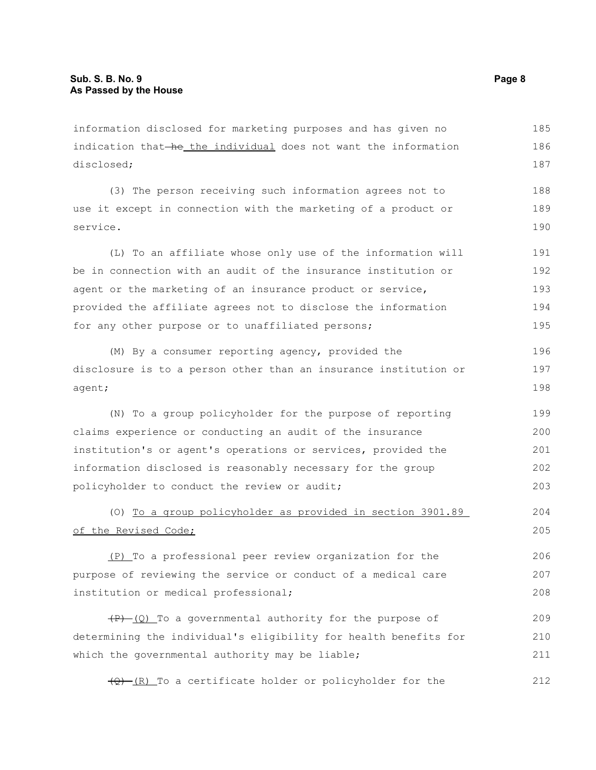information disclosed for marketing purposes and has given no indication that ~~he~~ <u>the individual</u> does not want the information disclosed;

(3) The person receiving such information agrees not to use it except in connection with the marketing of a product or service.

(L) To an affiliate whose only use of the information will be in connection with an audit of the insurance institution or agent or the marketing of an insurance product or service, provided the affiliate agrees not to disclose the information for any other purpose or to unaffiliated persons;

(M) By a consumer reporting agency, provided the disclosure is to a person other than an insurance institution or agent;

(N) To a group policyholder for the purpose of reporting claims experience or conducting an audit of the insurance institution's or agent's operations or services, provided the information disclosed is reasonably necessary for the group policyholder to conduct the review or audit;

(O) <u>To a group policyholder as provided in section 3901.89 of the Revised Code;</u>

<u>(P)</u> To a professional peer review organization for the purpose of reviewing the service or conduct of a medical care institution or medical professional;

~~(P)~~ <u>(Q)</u> To a governmental authority for the purpose of determining the individual's eligibility for health benefits for which the governmental authority may be liable;

~~(Q)~~ <u>(R)</u> To a certificate holder or policyholder for the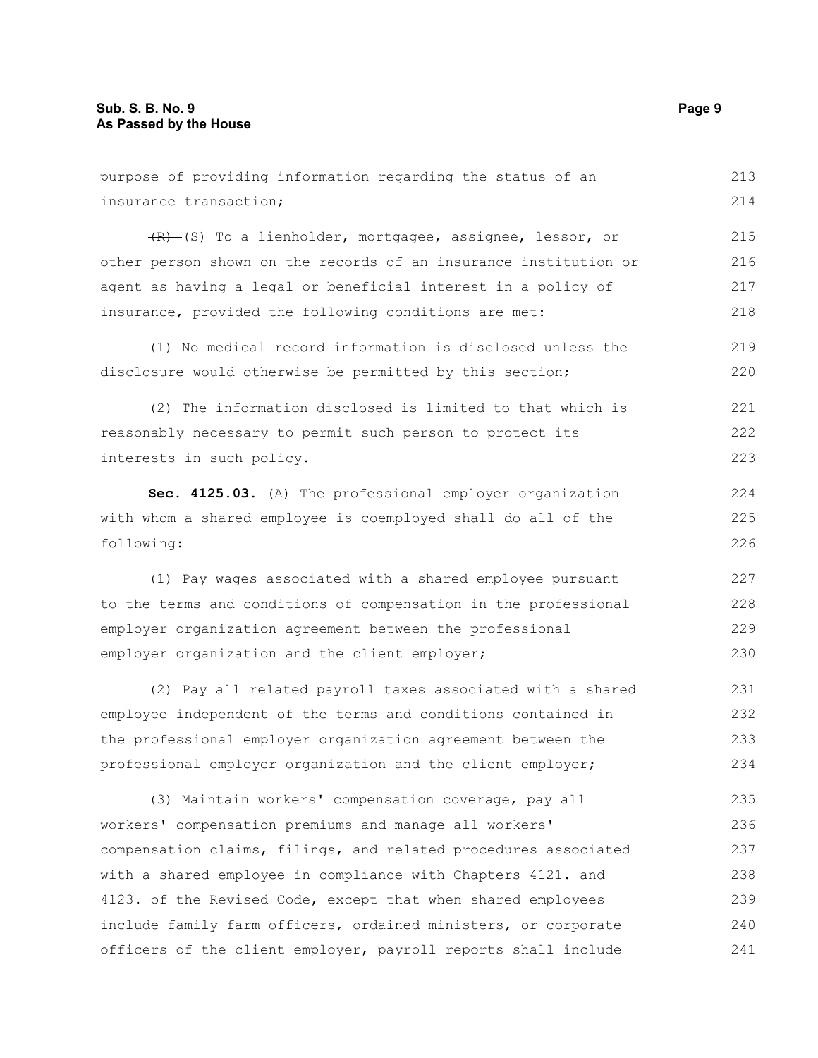purpose of providing information regarding the status of an insurance transaction;

~~(R)~~ (S) To a lienholder, mortgagee, assignee, lessor, or other person shown on the records of an insurance institution or agent as having a legal or beneficial interest in a policy of insurance, provided the following conditions are met:

(1) No medical record information is disclosed unless the disclosure would otherwise be permitted by this section;

(2) The information disclosed is limited to that which is reasonably necessary to permit such person to protect its interests in such policy.

**Sec. 4125.03.** (A) The professional employer organization with whom a shared employee is coemployed shall do all of the following:

(1) Pay wages associated with a shared employee pursuant to the terms and conditions of compensation in the professional employer organization agreement between the professional employer organization and the client employer;

(2) Pay all related payroll taxes associated with a shared employee independent of the terms and conditions contained in the professional employer organization agreement between the professional employer organization and the client employer;

(3) Maintain workers' compensation coverage, pay all workers' compensation premiums and manage all workers' compensation claims, filings, and related procedures associated with a shared employee in compliance with Chapters 4121. and 4123. of the Revised Code, except that when shared employees include family farm officers, ordained ministers, or corporate officers of the client employer, payroll reports shall include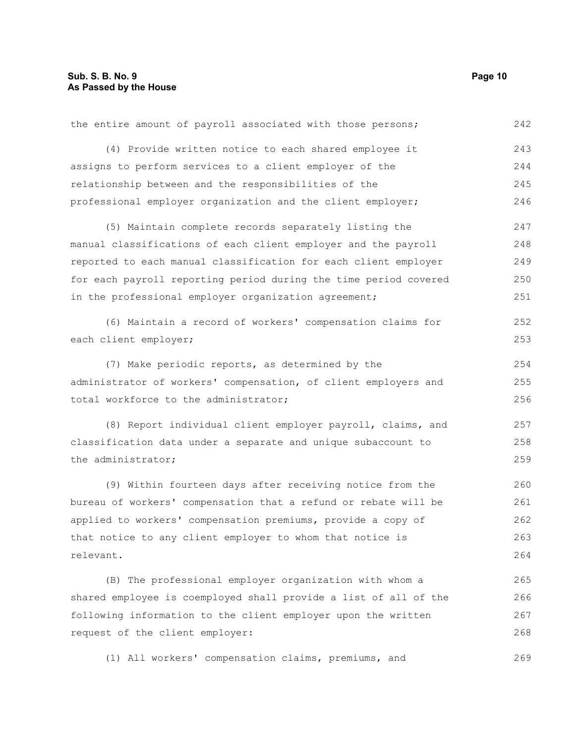the entire amount of payroll associated with those persons;

(4) Provide written notice to each shared employee it assigns to perform services to a client employer of the relationship between and the responsibilities of the professional employer organization and the client employer;

(5) Maintain complete records separately listing the manual classifications of each client employer and the payroll reported to each manual classification for each client employer for each payroll reporting period during the time period covered in the professional employer organization agreement;

(6) Maintain a record of workers' compensation claims for each client employer;

(7) Make periodic reports, as determined by the administrator of workers' compensation, of client employers and total workforce to the administrator;

(8) Report individual client employer payroll, claims, and classification data under a separate and unique subaccount to the administrator;

(9) Within fourteen days after receiving notice from the bureau of workers' compensation that a refund or rebate will be applied to workers' compensation premiums, provide a copy of that notice to any client employer to whom that notice is relevant.

(B) The professional employer organization with whom a shared employee is coemployed shall provide a list of all of the following information to the client employer upon the written request of the client employer:

(1) All workers' compensation claims, premiums, and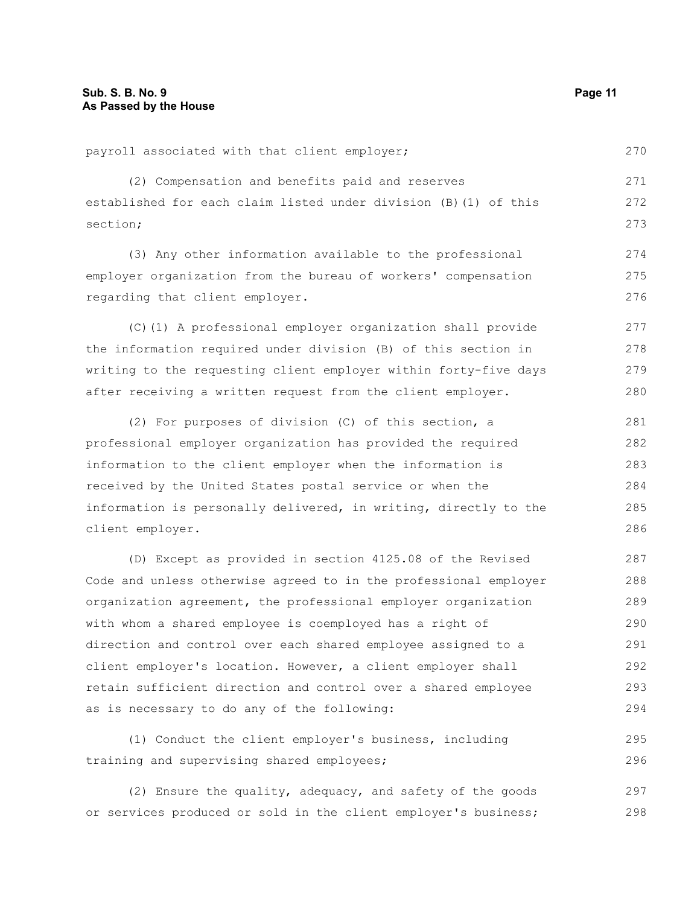payroll associated with that client employer;

(2) Compensation and benefits paid and reserves established for each claim listed under division (B)(1) of this section;

(3) Any other information available to the professional employer organization from the bureau of workers' compensation regarding that client employer.

(C)(1) A professional employer organization shall provide the information required under division (B) of this section in writing to the requesting client employer within forty-five days after receiving a written request from the client employer.

(2) For purposes of division (C) of this section, a professional employer organization has provided the required information to the client employer when the information is received by the United States postal service or when the information is personally delivered, in writing, directly to the client employer.

(D) Except as provided in section 4125.08 of the Revised Code and unless otherwise agreed to in the professional employer organization agreement, the professional employer organization with whom a shared employee is coemployed has a right of direction and control over each shared employee assigned to a client employer's location. However, a client employer shall retain sufficient direction and control over a shared employee as is necessary to do any of the following:

(1) Conduct the client employer's business, including training and supervising shared employees;

(2) Ensure the quality, adequacy, and safety of the goods or services produced or sold in the client employer's business;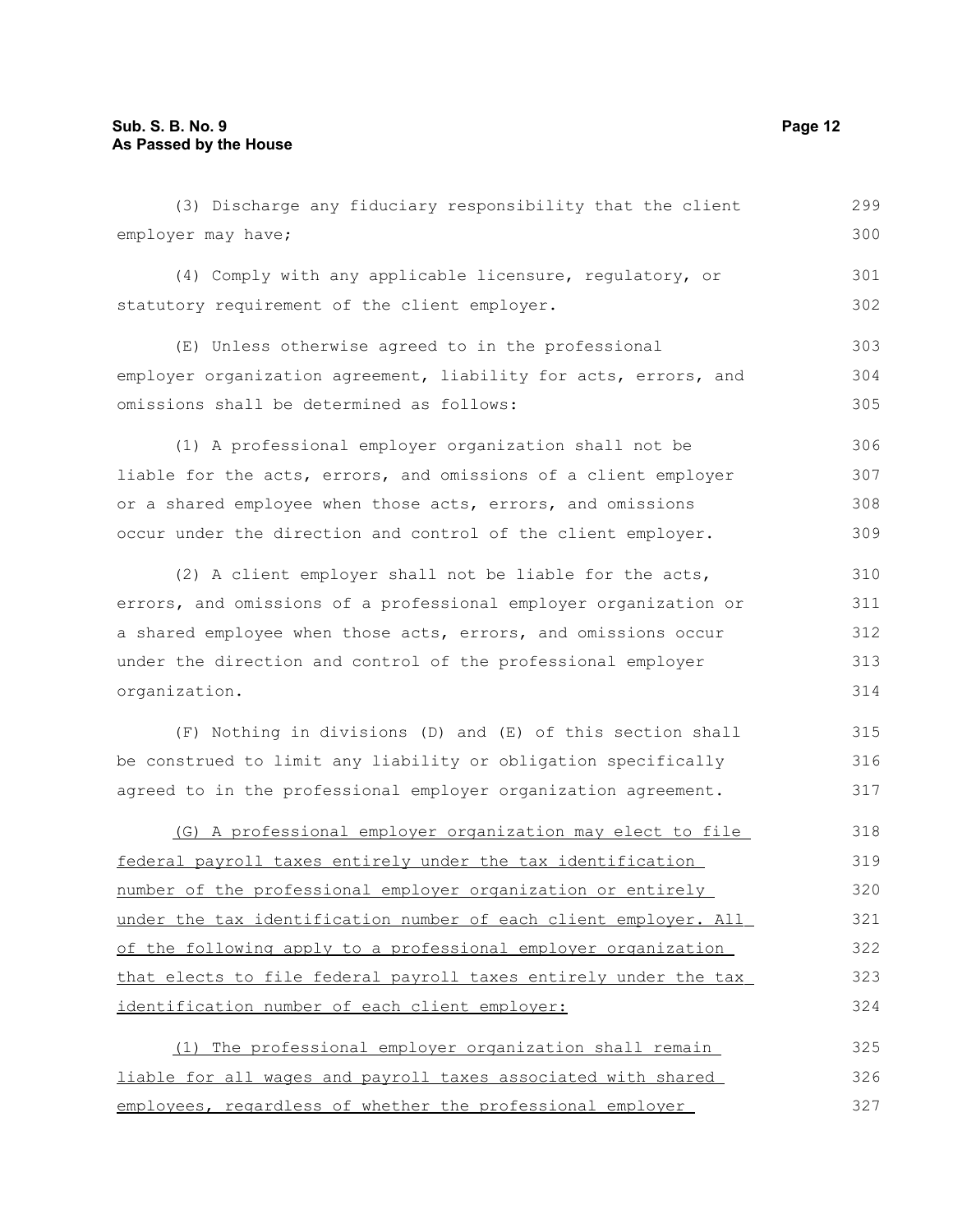(3) Discharge any fiduciary responsibility that the client employer may have;

(4) Comply with any applicable licensure, regulatory, or statutory requirement of the client employer.

(E) Unless otherwise agreed to in the professional employer organization agreement, liability for acts, errors, and omissions shall be determined as follows:

(1) A professional employer organization shall not be liable for the acts, errors, and omissions of a client employer or a shared employee when those acts, errors, and omissions occur under the direction and control of the client employer.

(2) A client employer shall not be liable for the acts, errors, and omissions of a professional employer organization or a shared employee when those acts, errors, and omissions occur under the direction and control of the professional employer organization.

(F) Nothing in divisions (D) and (E) of this section shall be construed to limit any liability or obligation specifically agreed to in the professional employer organization agreement.

(G) A professional employer organization may elect to file federal payroll taxes entirely under the tax identification number of the professional employer organization or entirely under the tax identification number of each client employer. All of the following apply to a professional employer organization that elects to file federal payroll taxes entirely under the tax identification number of each client employer:

(1) The professional employer organization shall remain liable for all wages and payroll taxes associated with shared employees, regardless of whether the professional employer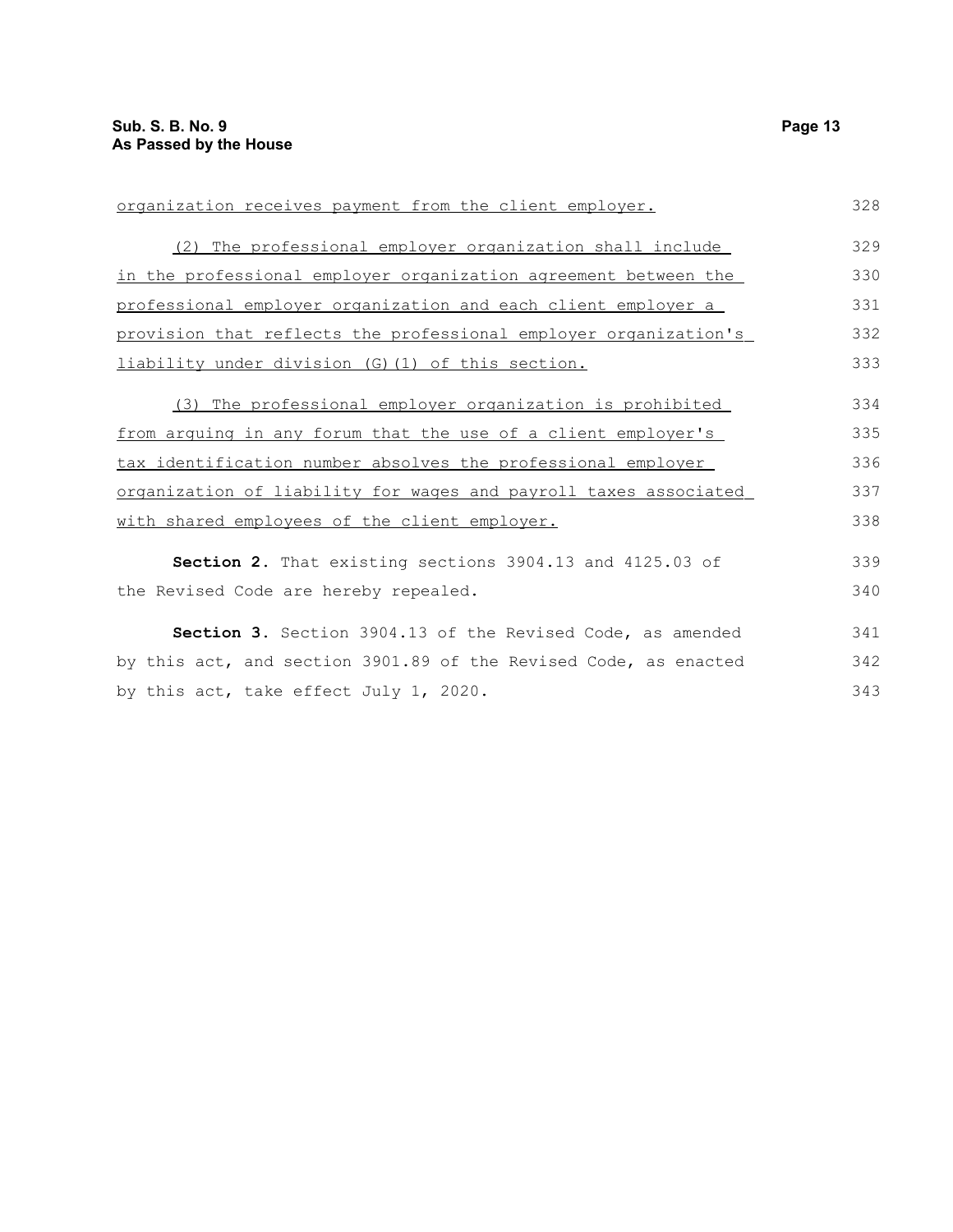organization receives payment from the client employer.

(2) The professional employer organization shall include in the professional employer organization agreement between the professional employer organization and each client employer a provision that reflects the professional employer organization's liability under division (G)(1) of this section.

(3) The professional employer organization is prohibited from arguing in any forum that the use of a client employer's tax identification number absolves the professional employer organization of liability for wages and payroll taxes associated with shared employees of the client employer.

**Section 2.** That existing sections 3904.13 and 4125.03 of the Revised Code are hereby repealed.

**Section 3.** Section 3904.13 of the Revised Code, as amended by this act, and section 3901.89 of the Revised Code, as enacted by this act, take effect July 1, 2020.